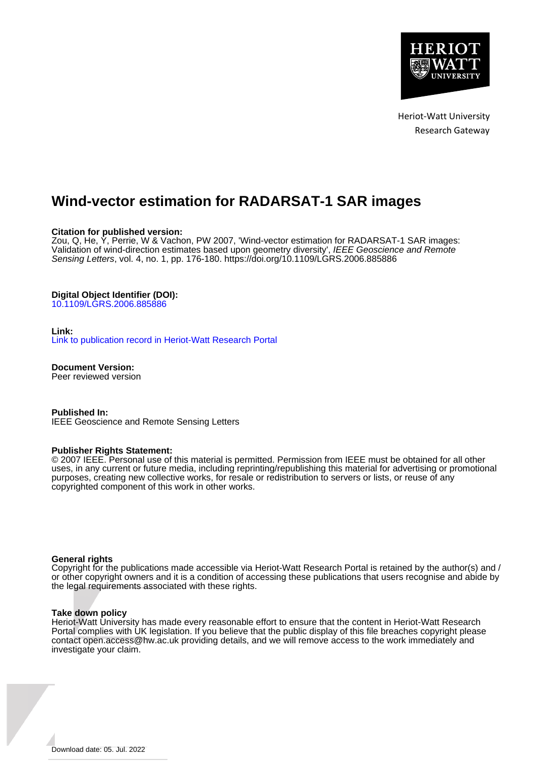Heriot-Watt University
Research Gateway

# Wind-vector estimation for RADARSAT-1 SAR images

**Citation for published version:**
Zou, Q, He, Y, Perrie, W & Vachon, PW 2007, 'Wind-vector estimation for RADARSAT-1 SAR images: Validation of wind-direction estimates based upon geometry diversity', *IEEE Geoscience and Remote Sensing Letters*, vol. 4, no. 1, pp. 176-180. https://doi.org/10.1109/LGRS.2006.885886

**Digital Object Identifier (DOI):**
10.1109/LGRS.2006.885886

**Link:**
Link to publication record in Heriot-Watt Research Portal

**Document Version:**
Peer reviewed version

**Published In:**
IEEE Geoscience and Remote Sensing Letters

**Publisher Rights Statement:**
© 2007 IEEE. Personal use of this material is permitted. Permission from IEEE must be obtained for all other uses, in any current or future media, including reprinting/republishing this material for advertising or promotional purposes, creating new collective works, for resale or redistribution to servers or lists, or reuse of any copyrighted component of this work in other works.

**General rights**
Copyright for the publications made accessible via Heriot-Watt Research Portal is retained by the author(s) and / or other copyright owners and it is a condition of accessing these publications that users recognise and abide by the legal requirements associated with these rights.

**Take down policy**
Heriot-Watt University has made every reasonable effort to ensure that the content in Heriot-Watt Research Portal complies with UK legislation. If you believe that the public display of this file breaches copyright please contact open.access@hw.ac.uk providing details, and we will remove access to the work immediately and investigate your claim.

Download date: 05. Jul. 2022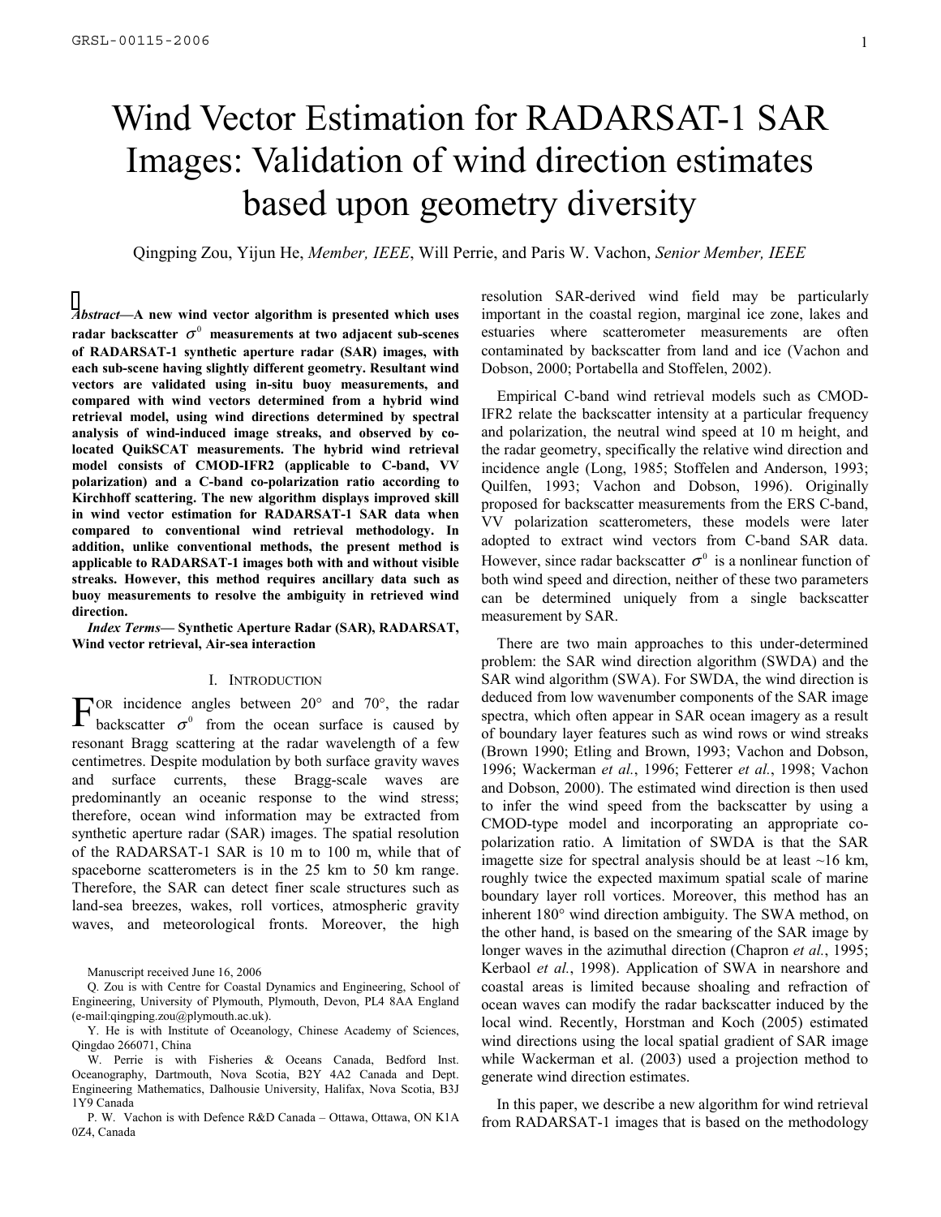# Wind Vector Estimation for RADARSAT-1 SAR Images: Validation of wind direction estimates based upon geometry diversity

Qingping Zou, Yijun He, *Member, IEEE*, Will Perrie, and Paris W. Vachon, *Senior Member, IEEE*

***Abstract*—A new wind vector algorithm is presented which uses radar backscatter $\sigma^0$ measurements at two adjacent sub-scenes of RADARSAT-1 synthetic aperture radar (SAR) images, with each sub-scene having slightly different geometry. Resultant wind vectors are validated using in-situ buoy measurements, and compared with wind vectors determined from a hybrid wind retrieval model, using wind directions determined by spectral analysis of wind-induced image streaks, and observed by co-located QuikSCAT measurements. The hybrid wind retrieval model consists of CMOD-IFR2 (applicable to C-band, VV polarization) and a C-band co-polarization ratio according to Kirchhoff scattering. The new algorithm displays improved skill in wind vector estimation for RADARSAT-1 SAR data when compared to conventional wind retrieval methodology. In addition, unlike conventional methods, the present method is applicable to RADARSAT-1 images both with and without visible streaks. However, this method requires ancillary data such as buoy measurements to resolve the ambiguity in retrieved wind direction.**

***Index Terms*— Synthetic Aperture Radar (SAR), RADARSAT, Wind vector retrieval, Air-sea interaction**

## I. Introduction

For incidence angles between 20° and 70°, the radar backscatter $\sigma^0$ from the ocean surface is caused by resonant Bragg scattering at the radar wavelength of a few centimetres. Despite modulation by both surface gravity waves and surface currents, these Bragg-scale waves are predominantly an oceanic response to the wind stress; therefore, ocean wind information may be extracted from synthetic aperture radar (SAR) images. The spatial resolution of the RADARSAT-1 SAR is 10 m to 100 m, while that of spaceborne scatterometers is in the 25 km to 50 km range. Therefore, the SAR can detect finer scale structures such as land-sea breezes, wakes, roll vortices, atmospheric gravity waves, and meteorological fronts. Moreover, the high resolution SAR-derived wind field may be particularly important in the coastal region, marginal ice zone, lakes and estuaries where scatterometer measurements are often contaminated by backscatter from land and ice (Vachon and Dobson, 2000; Portabella and Stoffelen, 2002).

Empirical C-band wind retrieval models such as CMOD-IFR2 relate the backscatter intensity at a particular frequency and polarization, the neutral wind speed at 10 m height, and the radar geometry, specifically the relative wind direction and incidence angle (Long, 1985; Stoffelen and Anderson, 1993; Quilfen, 1993; Vachon and Dobson, 1996). Originally proposed for backscatter measurements from the ERS C-band, VV polarization scatterometers, these models were later adopted to extract wind vectors from C-band SAR data. However, since radar backscatter $\sigma^0$ is a nonlinear function of both wind speed and direction, neither of these two parameters can be determined uniquely from a single backscatter measurement by SAR.

There are two main approaches to this under-determined problem: the SAR wind direction algorithm (SWDA) and the SAR wind algorithm (SWA). For SWDA, the wind direction is deduced from low wavenumber components of the SAR image spectra, which often appear in SAR ocean imagery as a result of boundary layer features such as wind rows or wind streaks (Brown 1990; Etling and Brown, 1993; Vachon and Dobson, 1996; Wackerman *et al.*, 1996; Fetterer *et al.*, 1998; Vachon and Dobson, 2000). The estimated wind direction is then used to infer the wind speed from the backscatter by using a CMOD-type model and incorporating an appropriate co-polarization ratio. A limitation of SWDA is that the SAR imagette size for spectral analysis should be at least ~16 km, roughly twice the expected maximum spatial scale of marine boundary layer roll vortices. Moreover, this method has an inherent 180° wind direction ambiguity. The SWA method, on the other hand, is based on the smearing of the SAR image by longer waves in the azimuthal direction (Chapron *et al.*, 1995; Kerbaol *et al.*, 1998). Application of SWA in nearshore and coastal areas is limited because shoaling and refraction of ocean waves can modify the radar backscatter induced by the local wind. Recently, Horstman and Koch (2005) estimated wind directions using the local spatial gradient of SAR image while Wackerman et al. (2003) used a projection method to generate wind direction estimates.

In this paper, we describe a new algorithm for wind retrieval from RADARSAT-1 images that is based on the methodology

Manuscript received June 16, 2006

Q. Zou is with Centre for Coastal Dynamics and Engineering, School of Engineering, University of Plymouth, Plymouth, Devon, PL4 8AA England (e-mail:qingping.zou@plymouth.ac.uk).

Y. He is with Institute of Oceanology, Chinese Academy of Sciences, Qingdao 266071, China

W. Perrie is with Fisheries & Oceans Canada, Bedford Inst. Oceanography, Dartmouth, Nova Scotia, B2Y 4A2 Canada and Dept. Engineering Mathematics, Dalhousie University, Halifax, Nova Scotia, B3J 1Y9 Canada

P. W. Vachon is with Defence R&D Canada – Ottawa, Ottawa, ON K1A 0Z4, Canada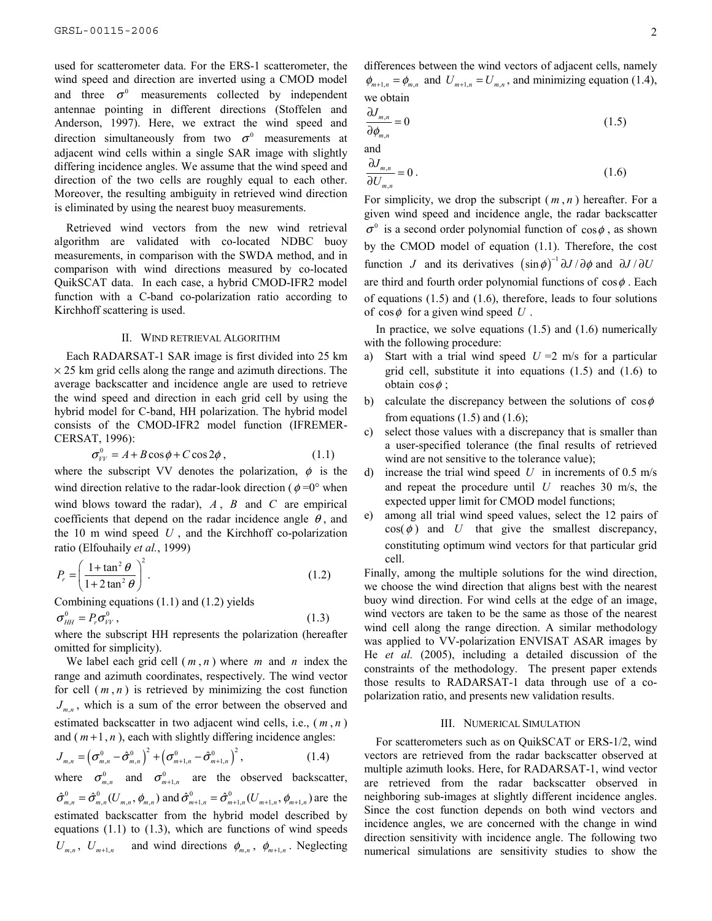used for scatterometer data. For the ERS-1 scatterometer, the wind speed and direction are inverted using a CMOD model and three $\sigma^0$ measurements collected by independent antennae pointing in different directions (Stoffelen and Anderson, 1997). Here, we extract the wind speed and direction simultaneously from two $\sigma^0$ measurements at adjacent wind cells within a single SAR image with slightly differing incidence angles. We assume that the wind speed and direction of the two cells are roughly equal to each other. Moreover, the resulting ambiguity in retrieved wind direction is eliminated by using the nearest buoy measurements.

Retrieved wind vectors from the new wind retrieval algorithm are validated with co-located NDBC buoy measurements, in comparison with the SWDA method, and in comparison with wind directions measured by co-located QuikSCAT data. In each case, a hybrid CMOD-IFR2 model function with a C-band co-polarization ratio according to Kirchhoff scattering is used.

## II. Wind Retrieval Algorithm

Each RADARSAT-1 SAR image is first divided into 25 km × 25 km grid cells along the range and azimuth directions. The average backscatter and incidence angle are used to retrieve the wind speed and direction in each grid cell by using the hybrid model for C-band, HH polarization. The hybrid model consists of the CMOD-IFR2 model function (IFREMER-CERSAT, 1996):

$$\sigma^0_{VV} = A + B\cos\phi + C\cos 2\phi\,, \tag{1.1}$$

where the subscript VV denotes the polarization, $\phi$ is the wind direction relative to the radar-look direction ($\phi$=0° when wind blows toward the radar), $A$, $B$ and $C$ are empirical coefficients that depend on the radar incidence angle $\theta$, and the 10 m wind speed $U$, and the Kirchhoff co-polarization ratio (Elfouhaily *et al.*, 1999)

$$P_r = \left(\frac{1+\tan^2\theta}{1+2\tan^2\theta}\right)^2. \tag{1.2}$$

Combining equations (1.1) and (1.2) yields

$$\sigma^0_{HH} = P_r\sigma^0_{VV}\,, \tag{1.3}$$

where the subscript HH represents the polarization (hereafter omitted for simplicity).

We label each grid cell ($m$, $n$) where $m$ and $n$ index the range and azimuth coordinates, respectively. The wind vector for cell ($m$, $n$) is retrieved by minimizing the cost function $J_{m,n}$, which is a sum of the error between the observed and estimated backscatter in two adjacent wind cells, i.e., ($m$, $n$) and ($m+1$, $n$), each with slightly differing incidence angles:

$$J_{m,n} = \left(\sigma^0_{m,n} - \hat{\sigma}^0_{m,n}\right)^2 + \left(\sigma^0_{m+1,n} - \hat{\sigma}^0_{m+1,n}\right)^2, \tag{1.4}$$

where $\sigma^0_{m,n}$ and $\sigma^0_{m+1,n}$ are the observed backscatter, $\hat{\sigma}^0_{m,n} = \hat{\sigma}^0_{m,n}(U_{m,n}, \phi_{m,n})$ and $\hat{\sigma}^0_{m+1,n} = \hat{\sigma}^0_{m+1,n}(U_{m+1,n}, \phi_{m+1,n})$ are the estimated backscatter from the hybrid model described by equations (1.1) to (1.3), which are functions of wind speeds $U_{m,n}$, $U_{m+1,n}$ and wind directions $\phi_{m,n}$, $\phi_{m+1,n}$. Neglecting differences between the wind vectors of adjacent cells, namely $\phi_{m+1,n} = \phi_{m,n}$ and $U_{m+1,n} = U_{m,n}$, and minimizing equation (1.4), we obtain

$$\frac{\partial J_{m,n}}{\partial \phi_{m,n}} = 0 \tag{1.5}$$

and

$$\frac{\partial J_{m,n}}{\partial U_{m,n}} = 0\,. \tag{1.6}$$

For simplicity, we drop the subscript ($m$, $n$) hereafter. For a given wind speed and incidence angle, the radar backscatter $\sigma^0$ is a second order polynomial function of $\cos\phi$, as shown by the CMOD model of equation (1.1). Therefore, the cost function $J$ and its derivatives $(\sin\phi)^{-1}\partial J/\partial\phi$ and $\partial J/\partial U$ are third and fourth order polynomial functions of $\cos\phi$. Each of equations (1.5) and (1.6), therefore, leads to four solutions of $\cos\phi$ for a given wind speed $U$.

In practice, we solve equations (1.5) and (1.6) numerically with the following procedure:

a) Start with a trial wind speed $U$ =2 m/s for a particular grid cell, substitute it into equations (1.5) and (1.6) to obtain $\cos\phi$;
b) calculate the discrepancy between the solutions of $\cos\phi$ from equations (1.5) and (1.6);
c) select those values with a discrepancy that is smaller than a user-specified tolerance (the final results of retrieved wind are not sensitive to the tolerance value);
d) increase the trial wind speed $U$ in increments of 0.5 m/s and repeat the procedure until $U$ reaches 30 m/s, the expected upper limit for CMOD model functions;
e) among all trial wind speed values, select the 12 pairs of $\cos(\phi)$ and $U$ that give the smallest discrepancy, constituting optimum wind vectors for that particular grid cell.

Finally, among the multiple solutions for the wind direction, we choose the wind direction that aligns best with the nearest buoy wind direction. For wind cells at the edge of an image, wind vectors are taken to be the same as those of the nearest wind cell along the range direction. A similar methodology was applied to VV-polarization ENVISAT ASAR images by He *et al.* (2005), including a detailed discussion of the constraints of the methodology. The present paper extends those results to RADARSAT-1 data through use of a co-polarization ratio, and presents new validation results.

## III. Numerical Simulation

For scatterometers such as on QuikSCAT or ERS-1/2, wind vectors are retrieved from the radar backscatter observed at multiple azimuth looks. Here, for RADARSAT-1, wind vector are retrieved from the radar backscatter observed in neighboring sub-images at slightly different incidence angles. Since the cost function depends on both wind vectors and incidence angles, we are concerned with the change in wind direction sensitivity with incidence angle. The following two numerical simulations are sensitivity studies to show the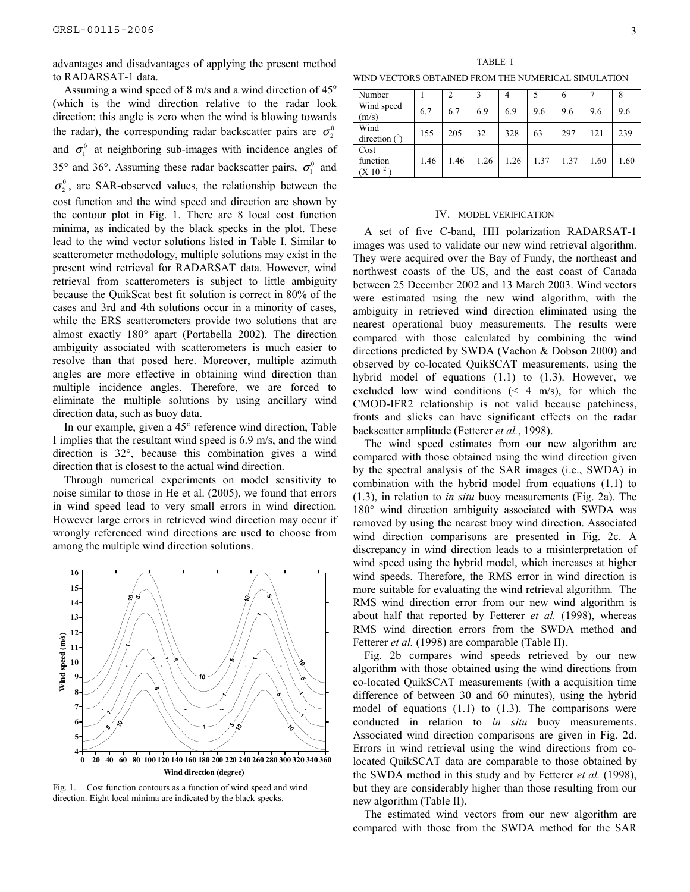advantages and disadvantages of applying the present method to RADARSAT-1 data.

Assuming a wind speed of 8 m/s and a wind direction of 45° (which is the wind direction relative to the radar look direction: this angle is zero when the wind is blowing towards the radar), the corresponding radar backscatter pairs are $\sigma_2^0$ and $\sigma_1^0$ at neighboring sub-images with incidence angles of 35° and 36°. Assuming these radar backscatter pairs, $\sigma_1^0$ and $\sigma_2^0$, are SAR-observed values, the relationship between the cost function and the wind speed and direction are shown by the contour plot in Fig. 1. There are 8 local cost function minima, as indicated by the black specks in the plot. These lead to the wind vector solutions listed in Table I. Similar to scatterometer methodology, multiple solutions may exist in the present wind retrieval for RADARSAT data. However, wind retrieval from scatterometers is subject to little ambiguity because the QuikScat best fit solution is correct in 80% of the cases and 3rd and 4th solutions occur in a minority of cases, while the ERS scatterometers provide two solutions that are almost exactly 180° apart (Portabella 2002). The direction ambiguity associated with scatterometers is much easier to resolve than that posed here. Moreover, multiple azimuth angles are more effective in obtaining wind direction than multiple incidence angles. Therefore, we are forced to eliminate the multiple solutions by using ancillary wind direction data, such as buoy data.

In our example, given a 45° reference wind direction, Table I implies that the resultant wind speed is 6.9 m/s, and the wind direction is 32°, because this combination gives a wind direction that is closest to the actual wind direction.

Through numerical experiments on model sensitivity to noise similar to those in He et al. (2005), we found that errors in wind speed lead to very small errors in wind direction. However large errors in retrieved wind direction may occur if wrongly referenced wind directions are used to choose from among the multiple wind direction solutions.

Fig. 1. Cost function contours as a function of wind speed and wind direction. Eight local minima are indicated by the black specks.

TABLE I

WIND VECTORS OBTAINED FROM THE NUMERICAL SIMULATION

| Number | 1 | 2 | 3 | 4 | 5 | 6 | 7 | 8 |
|---|---|---|---|---|---|---|---|---|
| Wind speed (m/s) | 6.7 | 6.7 | 6.9 | 6.9 | 9.6 | 9.6 | 9.6 | 9.6 |
| Wind direction (°) | 155 | 205 | 32 | 328 | 63 | 297 | 121 | 239 |
| Cost function ($\times 10^{-2}$) | 1.46 | 1.46 | 1.26 | 1.26 | 1.37 | 1.37 | 1.60 | 1.60 |

## IV. MODEL VERIFICATION

A set of five C-band, HH polarization RADARSAT-1 images was used to validate our new wind retrieval algorithm. They were acquired over the Bay of Fundy, the northeast and northwest coasts of the US, and the east coast of Canada between 25 December 2002 and 13 March 2003. Wind vectors were estimated using the new wind algorithm, with the ambiguity in retrieved wind direction eliminated using the nearest operational buoy measurements. The results were compared with those calculated by combining the wind directions predicted by SWDA (Vachon & Dobson 2000) and observed by co-located QuikSCAT measurements, using the hybrid model of equations (1.1) to (1.3). However, we excluded low wind conditions (< 4 m/s), for which the CMOD-IFR2 relationship is not valid because patchiness, fronts and slicks can have significant effects on the radar backscatter amplitude (Fetterer *et al.*, 1998).

The wind speed estimates from our new algorithm are compared with those obtained using the wind direction given by the spectral analysis of the SAR images (i.e., SWDA) in combination with the hybrid model from equations (1.1) to (1.3), in relation to *in situ* buoy measurements (Fig. 2a). The 180° wind direction ambiguity associated with SWDA was removed by using the nearest buoy wind direction. Associated wind direction comparisons are presented in Fig. 2c. A discrepancy in wind direction leads to a misinterpretation of wind speed using the hybrid model, which increases at higher wind speeds. Therefore, the RMS error in wind direction is more suitable for evaluating the wind retrieval algorithm. The RMS wind direction error from our new wind algorithm is about half that reported by Fetterer *et al.* (1998), whereas RMS wind direction errors from the SWDA method and Fetterer *et al.* (1998) are comparable (Table II).

Fig. 2b compares wind speeds retrieved by our new algorithm with those obtained using the wind directions from co-located QuikSCAT measurements (with a acquisition time difference of between 30 and 60 minutes), using the hybrid model of equations (1.1) to (1.3). The comparisons were conducted in relation to *in situ* buoy measurements. Associated wind direction comparisons are given in Fig. 2d. Errors in wind retrieval using the wind directions from co-located QuikSCAT data are comparable to those obtained by the SWDA method in this study and by Fetterer *et al.* (1998), but they are considerably higher than those resulting from our new algorithm (Table II).

The estimated wind vectors from our new algorithm are compared with those from the SWDA method for the SAR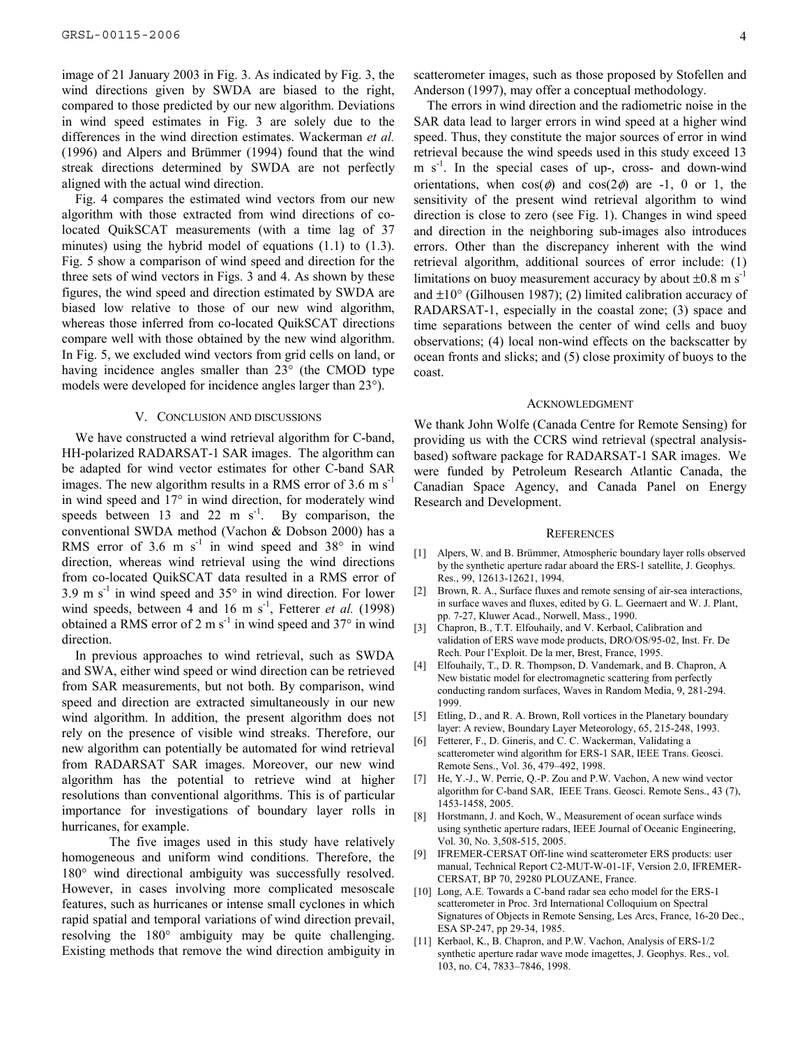image of 21 January 2003 in Fig. 3. As indicated by Fig. 3, the wind directions given by SWDA are biased to the right, compared to those predicted by our new algorithm. Deviations in wind speed estimates in Fig. 3 are solely due to the differences in the wind direction estimates. Wackerman *et al.* (1996) and Alpers and Brümmer (1994) found that the wind streak directions determined by SWDA are not perfectly aligned with the actual wind direction.

Fig. 4 compares the estimated wind vectors from our new algorithm with those extracted from wind directions of co-located QuikSCAT measurements (with a time lag of 37 minutes) using the hybrid model of equations (1.1) to (1.3). Fig. 5 show a comparison of wind speed and direction for the three sets of wind vectors in Figs. 3 and 4. As shown by these figures, the wind speed and direction estimated by SWDA are biased low relative to those of our new wind algorithm, whereas those inferred from co-located QuikSCAT directions compare well with those obtained by the new wind algorithm. In Fig. 5, we excluded wind vectors from grid cells on land, or having incidence angles smaller than 23° (the CMOD type models were developed for incidence angles larger than 23°).

## V. Conclusion and discussions

We have constructed a wind retrieval algorithm for C-band, HH-polarized RADARSAT-1 SAR images. The algorithm can be adapted for wind vector estimates for other C-band SAR images. The new algorithm results in a RMS error of 3.6 m s$^{-1}$ in wind speed and 17° in wind direction, for moderately wind speeds between 13 and 22 m s$^{-1}$. By comparison, the conventional SWDA method (Vachon & Dobson 2000) has a RMS error of 3.6 m s$^{-1}$ in wind speed and 38° in wind direction, whereas wind retrieval using the wind directions from co-located QuikSCAT data resulted in a RMS error of 3.9 m s$^{-1}$ in wind speed and 35° in wind direction. For lower wind speeds, between 4 and 16 m s$^{-1}$, Fetterer *et al.* (1998) obtained a RMS error of 2 m s$^{-1}$ in wind speed and 37° in wind direction.

In previous approaches to wind retrieval, such as SWDA and SWA, either wind speed or wind direction can be retrieved from SAR measurements, but not both. By comparison, wind speed and direction are extracted simultaneously in our new wind algorithm. In addition, the present algorithm does not rely on the presence of visible wind streaks. Therefore, our new algorithm can potentially be automated for wind retrieval from RADARSAT SAR images. Moreover, our new wind algorithm has the potential to retrieve wind at higher resolutions than conventional algorithms. This is of particular importance for investigations of boundary layer rolls in hurricanes, for example.

The five images used in this study have relatively homogeneous and uniform wind conditions. Therefore, the 180° wind directional ambiguity was successfully resolved. However, in cases involving more complicated mesoscale features, such as hurricanes or intense small cyclones in which rapid spatial and temporal variations of wind direction prevail, resolving the 180° ambiguity may be quite challenging. Existing methods that remove the wind direction ambiguity in scatterometer images, such as those proposed by Stofellen and Anderson (1997), may offer a conceptual methodology.

The errors in wind direction and the radiometric noise in the SAR data lead to larger errors in wind speed at a higher wind speed. Thus, they constitute the major sources of error in wind retrieval because the wind speeds used in this study exceed 13 m s$^{-1}$. In the special cases of up-, cross- and down-wind orientations, when $\cos(\phi)$ and $\cos(2\phi)$ are -1, 0 or 1, the sensitivity of the present wind retrieval algorithm to wind direction is close to zero (see Fig. 1). Changes in wind speed and direction in the neighboring sub-images also introduces errors. Other than the discrepancy inherent with the wind retrieval algorithm, additional sources of error include: (1) limitations on buoy measurement accuracy by about ±0.8 m s$^{-1}$ and ±10° (Gilhousen 1987); (2) limited calibration accuracy of RADARSAT-1, especially in the coastal zone; (3) space and time separations between the center of wind cells and buoy observations; (4) local non-wind effects on the backscatter by ocean fronts and slicks; and (5) close proximity of buoys to the coast.

## Acknowledgment

We thank John Wolfe (Canada Centre for Remote Sensing) for providing us with the CCRS wind retrieval (spectral analysis-based) software package for RADARSAT-1 SAR images. We were funded by Petroleum Research Atlantic Canada, the Canadian Space Agency, and Canada Panel on Energy Research and Development.

## References

[1] Alpers, W. and B. Brümmer, Atmospheric boundary layer rolls observed by the synthetic aperture radar aboard the ERS-1 satellite, J. Geophys. Res., 99, 12613-12621, 1994.

[2] Brown, R. A., Surface fluxes and remote sensing of air-sea interactions, in surface waves and fluxes, edited by G. L. Geernaert and W. J. Plant, pp. 7-27, Kluwer Acad., Norwell, Mass., 1990.

[3] Chapron, B., T.T. Elfouhaily, and V. Kerbaol, Calibration and validation of ERS wave mode products, DRO/OS/95-02, Inst. Fr. De Rech. Pour l'Exploit. De la mer, Brest, France, 1995.

[4] Elfouhaily, T., D. R. Thompson, D. Vandemark, and B. Chapron, A New bistatic model for electromagnetic scattering from perfectly conducting random surfaces, Waves in Random Media, 9, 281-294. 1999.

[5] Etling, D., and R. A. Brown, Roll vortices in the Planetary boundary layer: A review, Boundary Layer Meteorology, 65, 215-248, 1993.

[6] Fetterer, F., D. Gineris, and C. C. Wackerman, Validating a scatterometer wind algorithm for ERS-1 SAR, IEEE Trans. Geosci. Remote Sens., Vol. 36, 479–492, 1998.

[7] He, Y.-J., W. Perrie, Q.-P. Zou and P.W. Vachon, A new wind vector algorithm for C-band SAR, IEEE Trans. Geosci. Remote Sens., 43 (7), 1453-1458, 2005.

[8] Horstmann, J. and Koch, W., Measurement of ocean surface winds using synthetic aperture radars, IEEE Journal of Oceanic Engineering, Vol. 30, No. 3,508-515, 2005.

[9] IFREMER-CERSAT Off-line wind scatterometer ERS products: user manual, Technical Report C2-MUT-W-01-1F, Version 2.0, IFREMER-CERSAT, BP 70, 29280 PLOUZANE, France.

[10] Long, A.E. Towards a C-band radar sea echo model for the ERS-1 scatterometer in Proc. 3rd International Colloquium on Spectral Signatures of Objects in Remote Sensing, Les Arcs, France, 16-20 Dec., ESA SP-247, pp 29-34, 1985.

[11] Kerbaol, K., B. Chapron, and P.W. Vachon, Analysis of ERS-1/2 synthetic aperture radar wave mode imagettes, J. Geophys. Res., vol. 103, no. C4, 7833–7846, 1998.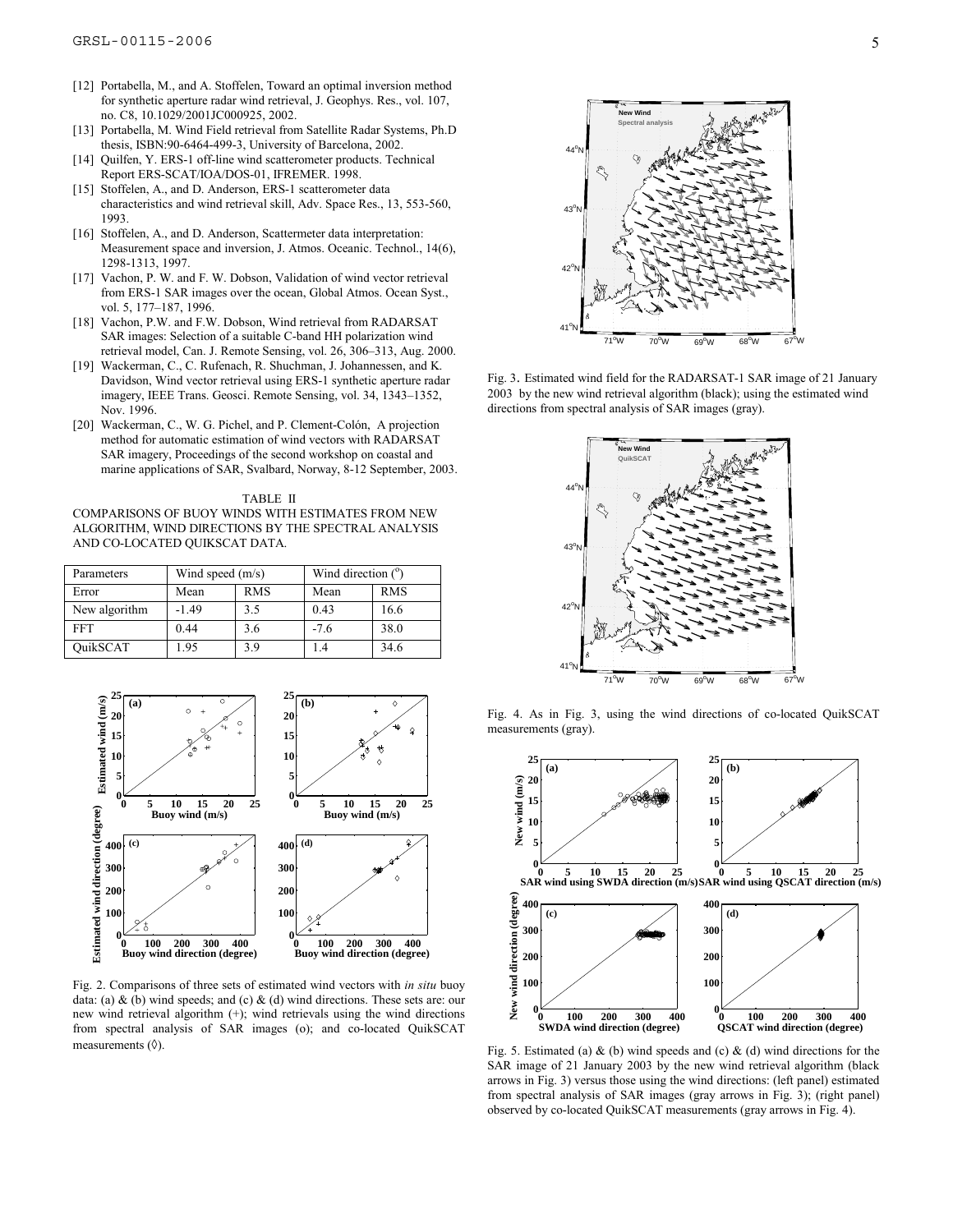[12] Portabella, M., and A. Stoffelen, Toward an optimal inversion method for synthetic aperture radar wind retrieval, J. Geophys. Res., vol. 107, no. C8, 10.1029/2001JC000925, 2002.

[13] Portabella, M. Wind Field retrieval from Satellite Radar Systems, Ph.D thesis, ISBN:90-6464-499-3, University of Barcelona, 2002.

[14] Quilfen, Y. ERS-1 off-line wind scatterometer products. Technical Report ERS-SCAT/IOA/DOS-01, IFREMER. 1998.

[15] Stoffelen, A., and D. Anderson, ERS-1 scatterometer data characteristics and wind retrieval skill, Adv. Space Res., 13, 553-560, 1993.

[16] Stoffelen, A., and D. Anderson, Scattermeter data interpretation: Measurement space and inversion, J. Atmos. Oceanic. Technol., 14(6), 1298-1313, 1997.

[17] Vachon, P. W. and F. W. Dobson, Validation of wind vector retrieval from ERS-1 SAR images over the ocean, Global Atmos. Ocean Syst., vol. 5, 177–187, 1996.

[18] Vachon, P.W. and F.W. Dobson, Wind retrieval from RADARSAT SAR images: Selection of a suitable C-band HH polarization wind retrieval model, Can. J. Remote Sensing, vol. 26, 306–313, Aug. 2000.

[19] Wackerman, C., C. Rufenach, R. Shuchman, J. Johannessen, and K. Davidson, Wind vector retrieval using ERS-1 synthetic aperture radar imagery, IEEE Trans. Geosci. Remote Sensing, vol. 34, 1343–1352, Nov. 1996.

[20] Wackerman, C., W. G. Pichel, and P. Clement-Colón, A projection method for automatic estimation of wind vectors with RADARSAT SAR imagery, Proceedings of the second workshop on coastal and marine applications of SAR, Svalbard, Norway, 8-12 September, 2003.

TABLE II
COMPARISONS OF BUOY WINDS WITH ESTIMATES FROM NEW ALGORITHM, WIND DIRECTIONS BY THE SPECTRAL ANALYSIS AND CO-LOCATED QUIKSCAT DATA.

| Parameters | Wind speed (m/s) | | Wind direction (°) | |
|---|---|---|---|---|
| Error | Mean | RMS | Mean | RMS |
| New algorithm | -1.49 | 3.5 | 0.43 | 16.6 |
| FFT | 0.44 | 3.6 | -7.6 | 38.0 |
| QuikSCAT | 1.95 | 3.9 | 1.4 | 34.6 |

(a)
(b)
Estimated wind (m/s)
Buoy wind (m/s)
(c)
(d)
Estimated wind direction (degree)
Buoy wind direction (degree)

Fig. 2. Comparisons of three sets of estimated wind vectors with *in situ* buoy data: (a) & (b) wind speeds; and (c) & (d) wind directions. These sets are: our new wind retrieval algorithm (+); wind retrievals using the wind directions from spectral analysis of SAR images (o); and co-located QuikSCAT measurements (◊).

New Wind
Spectral analysis

Fig. 3. Estimated wind field for the RADARSAT-1 SAR image of 21 January 2003 by the new wind retrieval algorithm (black); using the estimated wind directions from spectral analysis of SAR images (gray).

New Wind
QuikSCAT

Fig. 4. As in Fig. 3, using the wind directions of co-located QuikSCAT measurements (gray).

(a)
(b)
New wind (m/s)
SAR wind using SWDA direction (m/s)
SAR wind using QSCAT direction (m/s)
(c)
(d)
New wind direction (degree)
SWDA wind direction (degree)
QSCAT wind direction (degree)

Fig. 5. Estimated (a) & (b) wind speeds and (c) & (d) wind directions for the SAR image of 21 January 2003 by the new wind retrieval algorithm (black arrows in Fig. 3) versus those using the wind directions: (left panel) estimated from spectral analysis of SAR images (gray arrows in Fig. 3); (right panel) observed by co-located QuikSCAT measurements (gray arrows in Fig. 4).